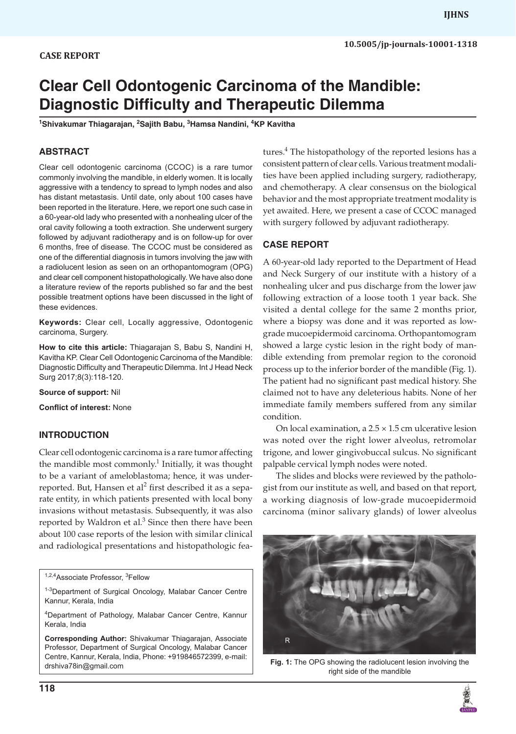CASE REPORT

# Clear Cell Odontogenic Carcinoma of the Mandible: Diagnostic Difficulty and Therapeutic Dilemma

[1]Shivakumar Thiagarajan, [2]Sajith Babu, [3]Hamsa Nandini, [4]KP Kavitha

## ABSTRACT

Clear cell odontogenic carcinoma (CCOC) is a rare tumor commonly involving the mandible, in elderly women. It is locally aggressive with a tendency to spread to lymph nodes and also has distant metastasis. Until date, only about 100 cases have been reported in the literature. Here, we report one such case in a 60-year-old lady who presented with a nonhealing ulcer of the oral cavity following a tooth extraction. She underwent surgery followed by adjuvant radiotherapy and is on follow-up for over 6 months, free of disease. The CCOC must be considered as one of the differential diagnosis in tumors involving the jaw with a radiolucent lesion as seen on an orthopantomogram (OPG) and clear cell component histopathologically. We have also done a literature review of the reports published so far and the best possible treatment options have been discussed in the light of these evidences.

**Keywords:** Clear cell, Locally aggressive, Odontogenic carcinoma, Surgery.

**How to cite this article:** Thiagarajan S, Babu S, Nandini H, Kavitha KP. Clear Cell Odontogenic Carcinoma of the Mandible: Diagnostic Difficulty and Therapeutic Dilemma. Int J Head Neck Surg 2017;8(3):118-120.

**Source of support:** Nil

**Conflict of interest:** None

## INTRODUCTION

Clear cell odontogenic carcinoma is a rare tumor affecting the mandible most commonly.[1] Initially, it was thought to be a variant of ameloblastoma; hence, it was underreported. But, Hansen et al[2] first described it as a separate entity, in which patients presented with local bony invasions without metastasis. Subsequently, it was also reported by Waldron et al.[3] Since then there have been about 100 case reports of the lesion with similar clinical and radiological presentations and histopathologic features.[4] The histopathology of the reported lesions has a consistent pattern of clear cells. Various treatment modalities have been applied including surgery, radiotherapy, and chemotherapy. A clear consensus on the biological behavior and the most appropriate treatment modality is yet awaited. Here, we present a case of CCOC managed with surgery followed by adjuvant radiotherapy.

[1,2,4]Associate Professor, [3]Fellow

[1-3]Department of Surgical Oncology, Malabar Cancer Centre Kannur, Kerala, India

[4]Department of Pathology, Malabar Cancer Centre, Kannur Kerala, India

**Corresponding Author:** Shivakumar Thiagarajan, Associate Professor, Department of Surgical Oncology, Malabar Cancer Centre, Kannur, Kerala, India, Phone: +919846572399, e-mail: drshiva78in@gmail.com

## CASE REPORT

A 60-year-old lady reported to the Department of Head and Neck Surgery of our institute with a history of a nonhealing ulcer and pus discharge from the lower jaw following extraction of a loose tooth 1 year back. She visited a dental college for the same 2 months prior, where a biopsy was done and it was reported as low-grade mucoepidermoid carcinoma. Orthopantomogram showed a large cystic lesion in the right body of mandible extending from premolar region to the coronoid process up to the inferior border of the mandible (Fig. 1). The patient had no significant past medical history. She claimed not to have any deleterious habits. None of her immediate family members suffered from any similar condition.

On local examination, a 2.5 × 1.5 cm ulcerative lesion was noted over the right lower alveolus, retromolar trigone, and lower gingivobuccal sulcus. No significant palpable cervical lymph nodes were noted.

The slides and blocks were reviewed by the pathologist from our institute as well, and based on that report, a working diagnosis of low-grade mucoepidermoid carcinoma (minor salivary glands) of lower alveolus

**Fig. 1:** The OPG showing the radiolucent lesion involving the right side of the mandible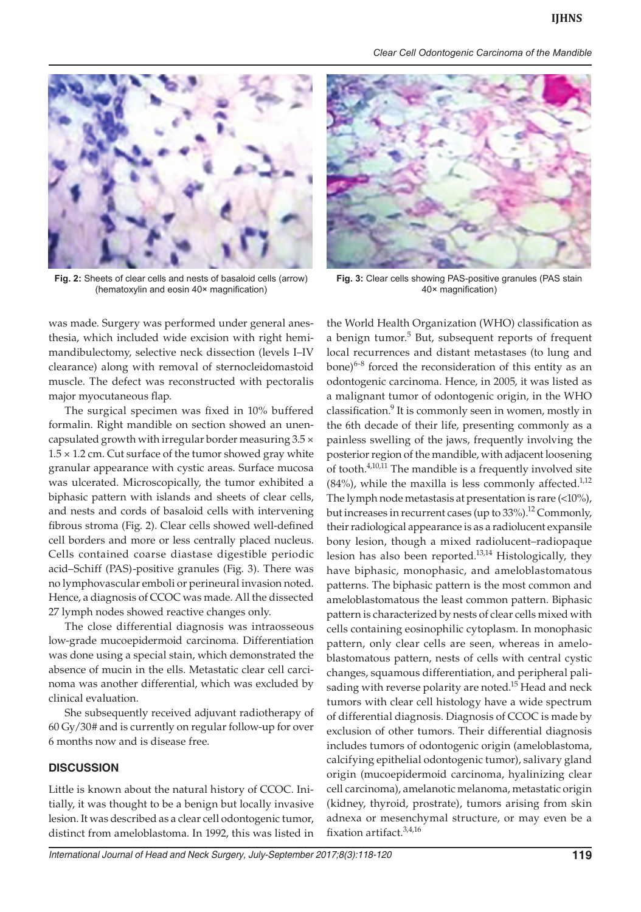Fig. 2: Sheets of clear cells and nests of basaloid cells (arrow) (hematoxylin and eosin 40× magnification)

Fig. 3: Clear cells showing PAS-positive granules (PAS stain 40× magnification)

was made. Surgery was performed under general anesthesia, which included wide excision with right hemimandibulectomy, selective neck dissection (levels I–IV clearance) along with removal of sternocleidomastoid muscle. The defect was reconstructed with pectoralis major myocutaneous flap.

The surgical specimen was fixed in 10% buffered formalin. Right mandible on section showed an unencapsulated growth with irregular border measuring 3.5 × 1.5 × 1.2 cm. Cut surface of the tumor showed gray white granular appearance with cystic areas. Surface mucosa was ulcerated. Microscopically, the tumor exhibited a biphasic pattern with islands and sheets of clear cells, and nests and cords of basaloid cells with intervening fibrous stroma (Fig. 2). Clear cells showed well-defined cell borders and more or less centrally placed nucleus. Cells contained coarse diastase digestible periodic acid–Schiff (PAS)-positive granules (Fig. 3). There was no lymphovascular emboli or perineural invasion noted. Hence, a diagnosis of CCOC was made. All the dissected 27 lymph nodes showed reactive changes only.

The close differential diagnosis was intraosseous low-grade mucoepidermoid carcinoma. Differentiation was done using a special stain, which demonstrated the absence of mucin in the ells. Metastatic clear cell carcinoma was another differential, which was excluded by clinical evaluation.

She subsequently received adjuvant radiotherapy of 60 Gy/30# and is currently on regular follow-up for over 6 months now and is disease free.

## DISCUSSION

Little is known about the natural history of CCOC. Initially, it was thought to be a benign but locally invasive lesion. It was described as a clear cell odontogenic tumor, distinct from ameloblastoma. In 1992, this was listed in the World Health Organization (WHO) classification as a benign tumor.[5] But, subsequent reports of frequent local recurrences and distant metastases (to lung and bone)[6-8] forced the reconsideration of this entity as an odontogenic carcinoma. Hence, in 2005, it was listed as a malignant tumor of odontogenic origin, in the WHO classification.[9] It is commonly seen in women, mostly in the 6th decade of their life, presenting commonly as a painless swelling of the jaws, frequently involving the posterior region of the mandible, with adjacent loosening of tooth.[4,10,11] The mandible is a frequently involved site (84%), while the maxilla is less commonly affected.[1,12] The lymph node metastasis at presentation is rare (<10%), but increases in recurrent cases (up to 33%).[12] Commonly, their radiological appearance is as a radiolucent expansile bony lesion, though a mixed radiolucent–radiopaque lesion has also been reported.[13,14] Histologically, they have biphasic, monophasic, and ameloblastomatous patterns. The biphasic pattern is the most common and ameloblastomatous the least common pattern. Biphasic pattern is characterized by nests of clear cells mixed with cells containing eosinophilic cytoplasm. In monophasic pattern, only clear cells are seen, whereas in ameloblastomatous pattern, nests of cells with central cystic changes, squamous differentiation, and peripheral palisading with reverse polarity are noted.[15] Head and neck tumors with clear cell histology have a wide spectrum of differential diagnosis. Diagnosis of CCOC is made by exclusion of other tumors. Their differential diagnosis includes tumors of odontogenic origin (ameloblastoma, calcifying epithelial odontogenic tumor), salivary gland origin (mucoepidermoid carcinoma, hyalinizing clear cell carcinoma), amelanotic melanoma, metastatic origin (kidney, thyroid, prostrate), tumors arising from skin adnexa or mesenchymal structure, or may even be a fixation artifact.[3,4,16]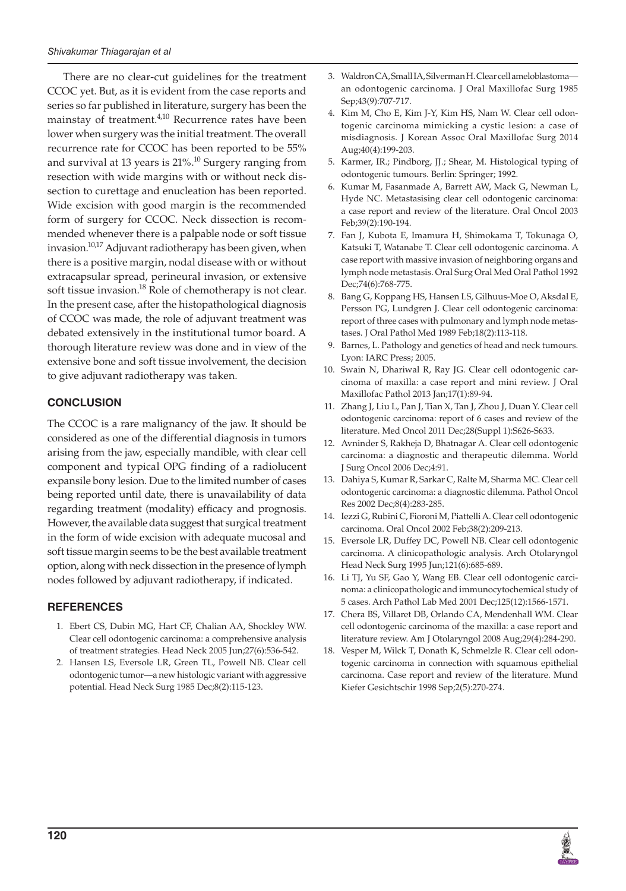There are no clear-cut guidelines for the treatment CCOC yet. But, as it is evident from the case reports and series so far published in literature, surgery has been the mainstay of treatment.[4,10] Recurrence rates have been lower when surgery was the initial treatment. The overall recurrence rate for CCOC has been reported to be 55% and survival at 13 years is 21%.[10] Surgery ranging from resection with wide margins with or without neck dissection to curettage and enucleation has been reported. Wide excision with good margin is the recommended form of surgery for CCOC. Neck dissection is recommended whenever there is a palpable node or soft tissue invasion.[10,17] Adjuvant radiotherapy has been given, when there is a positive margin, nodal disease with or without extracapsular spread, perineural invasion, or extensive soft tissue invasion.[18] Role of chemotherapy is not clear. In the present case, after the histopathological diagnosis of CCOC was made, the role of adjuvant treatment was debated extensively in the institutional tumor board. A thorough literature review was done and in view of the extensive bone and soft tissue involvement, the decision to give adjuvant radiotherapy was taken.

## CONCLUSION

The CCOC is a rare malignancy of the jaw. It should be considered as one of the differential diagnosis in tumors arising from the jaw, especially mandible, with clear cell component and typical OPG finding of a radiolucent expansile bony lesion. Due to the limited number of cases being reported until date, there is unavailability of data regarding treatment (modality) efficacy and prognosis. However, the available data suggest that surgical treatment in the form of wide excision with adequate mucosal and soft tissue margin seems to be the best available treatment option, along with neck dissection in the presence of lymph nodes followed by adjuvant radiotherapy, if indicated.

## REFERENCES

1. Ebert CS, Dubin MG, Hart CF, Chalian AA, Shockley WW. Clear cell odontogenic carcinoma: a comprehensive analysis of treatment strategies. Head Neck 2005 Jun;27(6):536-542.
2. Hansen LS, Eversole LR, Green TL, Powell NB. Clear cell odontogenic tumor—a new histologic variant with aggressive potential. Head Neck Surg 1985 Dec;8(2):115-123.
3. Waldron CA, Small IA, Silverman H. Clear cell ameloblastoma—an odontogenic carcinoma. J Oral Maxillofac Surg 1985 Sep;43(9):707-717.
4. Kim M, Cho E, Kim J-Y, Kim HS, Nam W. Clear cell odontogenic carcinoma mimicking a cystic lesion: a case of misdiagnosis. J Korean Assoc Oral Maxillofac Surg 2014 Aug;40(4):199-203.
5. Karmer, IR.; Pindborg, JJ.; Shear, M. Histological typing of odontogenic tumours. Berlin: Springer; 1992.
6. Kumar M, Fasanmade A, Barrett AW, Mack G, Newman L, Hyde NC. Metastasising clear cell odontogenic carcinoma: a case report and review of the literature. Oral Oncol 2003 Feb;39(2):190-194.
7. Fan J, Kubota E, Imamura H, Shimokama T, Tokunaga O, Katsuki T, Watanabe T. Clear cell odontogenic carcinoma. A case report with massive invasion of neighboring organs and lymph node metastasis. Oral Surg Oral Med Oral Pathol 1992 Dec;74(6):768-775.
8. Bang G, Koppang HS, Hansen LS, Gilhuus-Moe O, Aksdal E, Persson PG, Lundgren J. Clear cell odontogenic carcinoma: report of three cases with pulmonary and lymph node metastases. J Oral Pathol Med 1989 Feb;18(2):113-118.
9. Barnes, L. Pathology and genetics of head and neck tumours. Lyon: IARC Press; 2005.
10. Swain N, Dhariwal R, Ray JG. Clear cell odontogenic carcinoma of maxilla: a case report and mini review. J Oral Maxillofac Pathol 2013 Jan;17(1):89-94.
11. Zhang J, Liu L, Pan J, Tian X, Tan J, Zhou J, Duan Y. Clear cell odontogenic carcinoma: report of 6 cases and review of the literature. Med Oncol 2011 Dec;28(Suppl 1):S626-S633.
12. Avninder S, Rakheja D, Bhatnagar A. Clear cell odontogenic carcinoma: a diagnostic and therapeutic dilemma. World J Surg Oncol 2006 Dec;4:91.
13. Dahiya S, Kumar R, Sarkar C, Ralte M, Sharma MC. Clear cell odontogenic carcinoma: a diagnostic dilemma. Pathol Oncol Res 2002 Dec;8(4):283-285.
14. Iezzi G, Rubini C, Fioroni M, Piattelli A. Clear cell odontogenic carcinoma. Oral Oncol 2002 Feb;38(2):209-213.
15. Eversole LR, Duffey DC, Powell NB. Clear cell odontogenic carcinoma. A clinicopathologic analysis. Arch Otolaryngol Head Neck Surg 1995 Jun;121(6):685-689.
16. Li TJ, Yu SF, Gao Y, Wang EB. Clear cell odontogenic carcinoma: a clinicopathologic and immunocytochemical study of 5 cases. Arch Pathol Lab Med 2001 Dec;125(12):1566-1571.
17. Chera BS, Villaret DB, Orlando CA, Mendenhall WM. Clear cell odontogenic carcinoma of the maxilla: a case report and literature review. Am J Otolaryngol 2008 Aug;29(4):284-290.
18. Vesper M, Wilck T, Donath K, Schmelzle R. Clear cell odontogenic carcinoma in connection with squamous epithelial carcinoma. Case report and review of the literature. Mund Kiefer Gesichtschir 1998 Sep;2(5):270-274.